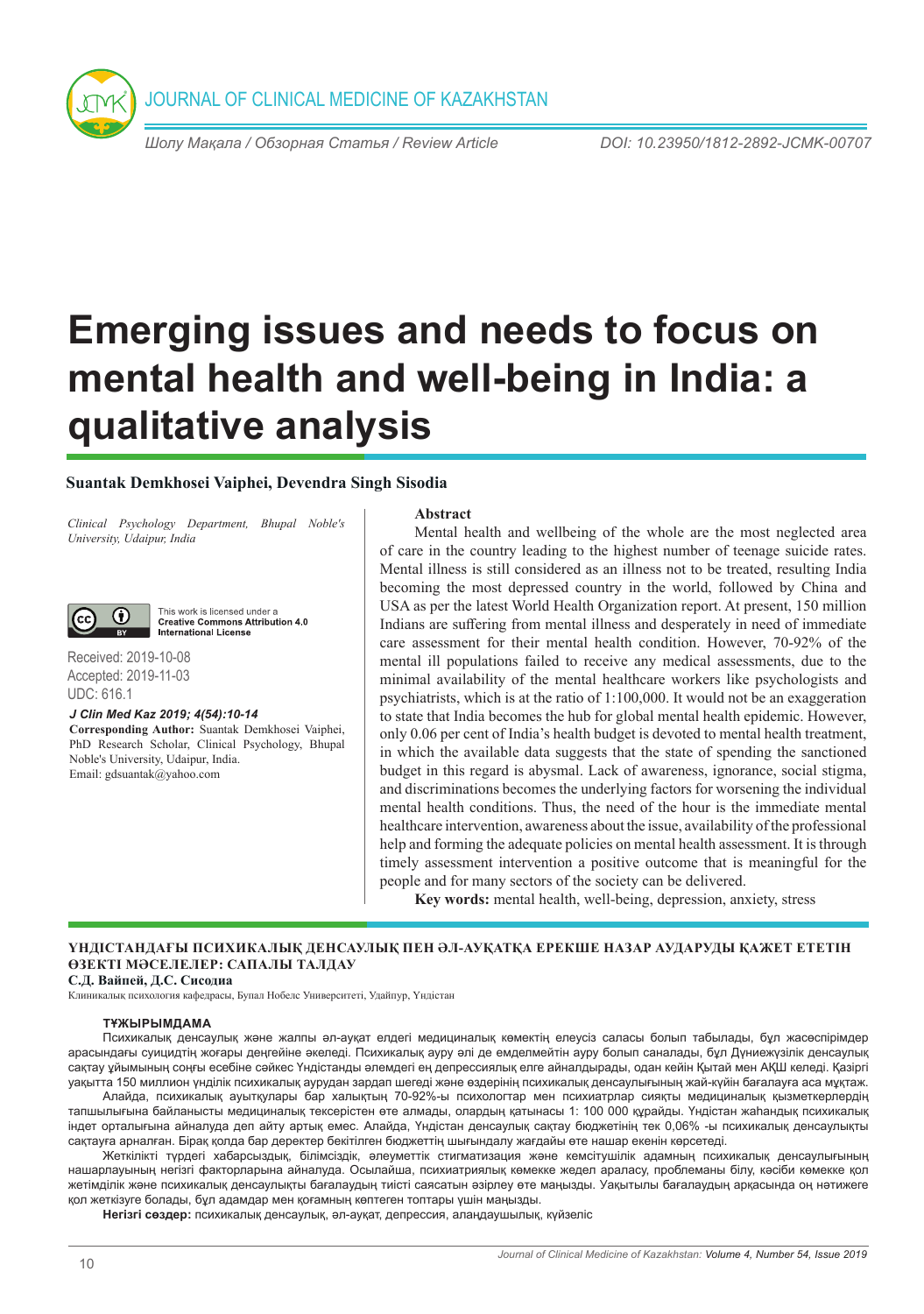Шолу Мақала / Обзорная Статья / Review Article

DOI: 10.23950/1812-2892-JCMK-00707

# Emerging issues and needs to focus on mental health and well-being in India: a qualitative analysis

**Suantak Demkhosei Vaiphei, Devendra Singh Sisodia**

*Clinical Psychology Department, Bhupal Noble's University, Udaipur, India*

This work is licensed under a Creative Commons Attribution 4.0 International License

Received: 2019-10-08
Accepted: 2019-11-03
UDC: 616.1

***J Clin Med Kaz 2019; 4(54):10-14***

**Corresponding Author:** Suantak Demkhosei Vaiphei, PhD Research Scholar, Clinical Psychology, Bhupal Noble's University, Udaipur, India.
Email: gdsuantak@yahoo.com

## Abstract

Mental health and wellbeing of the whole are the most neglected area of care in the country leading to the highest number of teenage suicide rates. Mental illness is still considered as an illness not to be treated, resulting India becoming the most depressed country in the world, followed by China and USA as per the latest World Health Organization report. At present, 150 million Indians are suffering from mental illness and desperately in need of immediate care assessment for their mental health condition. However, 70-92% of the mental ill populations failed to receive any medical assessments, due to the minimal availability of the mental healthcare workers like psychologists and psychiatrists, which is at the ratio of 1:100,000. It would not be an exaggeration to state that India becomes the hub for global mental health epidemic. However, only 0.06 per cent of India's health budget is devoted to mental health treatment, in which the available data suggests that the state of spending the sanctioned budget in this regard is abysmal. Lack of awareness, ignorance, social stigma, and discriminations becomes the underlying factors for worsening the individual mental health conditions. Thus, the need of the hour is the immediate mental healthcare intervention, awareness about the issue, availability of the professional help and forming the adequate policies on mental health assessment. It is through timely assessment intervention a positive outcome that is meaningful for the people and for many sectors of the society can be delivered.

**Key words:** mental health, well-being, depression, anxiety, stress

## ҮНДІСТАНДАҒЫ ПСИХИКАЛЫҚ ДЕНСАУЛЫҚ ПЕН ӘЛ-АУҚАТҚА ЕРЕКШЕ НАЗАР АУДАРУДЫ ҚАЖЕТ ЕТЕТІН ӨЗЕКТІ МӘСЕЛЕЛЕР: САПАЛЫ ТАЛДАУ

**С.Д. Вайпей, Д.С. Сисодиа**

Клиникалық психология кафедрасы, Бупал Нобелс Университеті, Удайпур, Үндістан

### ТҰЖЫРЫМДАМА

Психикалық денсаулық және жалпы әл-ауқат елдегі медициналық көмектің елеусіз саласы болып табылады, бұл жасөспірімдер арасындағы суицидтің жоғары деңгейіне әкеледі. Психикалық ауру әлі де емделмейтін ауру болып саналады, бұл Дүниежүзілік денсаулық сақтау ұйымының соңғы есебіне сәйкес Үндістанды әлемдегі ең депрессиялық елге айналдырады, одан кейін Қытай мен АҚШ келеді. Қазіргі уақытта 150 миллион үнділік психикалық аурудан зардап шегеді және өздерінің психикалық денсаулығының жай-күйін бағалауға аса мұқтаж.

Алайда, психикалық ауытқулары бар халықтың 70-92%-ы психологтар мен психиатрлар сияқты медициналық қызметкерлердің тапшылығына байланысты медициналық тексерістен өте алмады, олардың қатынасы 1: 100 000 құрайды. Үндістан жаһандық психикалық індет орталығына айналуда деп айту артық емес. Алайда, Үндістан денсаулық сақтау бюджетінің тек 0,06% -ы психикалық денсаулықты сақтауға арналған. Бірақ қолда бар деректер бекітілген бюджеттің шығындалу жағдайы өте нашар екенін көрсетеді.

Жеткілікті түрдегі хабарсыздық, білімсіздік, әлеуметтік стигматизация және кемсітушілік адамның психикалық денсаулығының нашарлауының негізгі факторларына айналуда. Осылайша, психиатриялық көмекке жедел араласу, проблеманы білу, кәсіби көмекке қол жетімділік және психикалық денсаулықты бағалаудың тиісті саясатын әзірлеу өте маңызды. Уақытылы бағалаудың арқасында оң нәтижеге қол жеткізуге болады, бұл адамдар мен қоғамның көптеген топтары үшін маңызды.

**Негізгі сөздер:** психикалық денсаулық, әл-ауқат, депрессия, алаңдаушылық, күйзеліс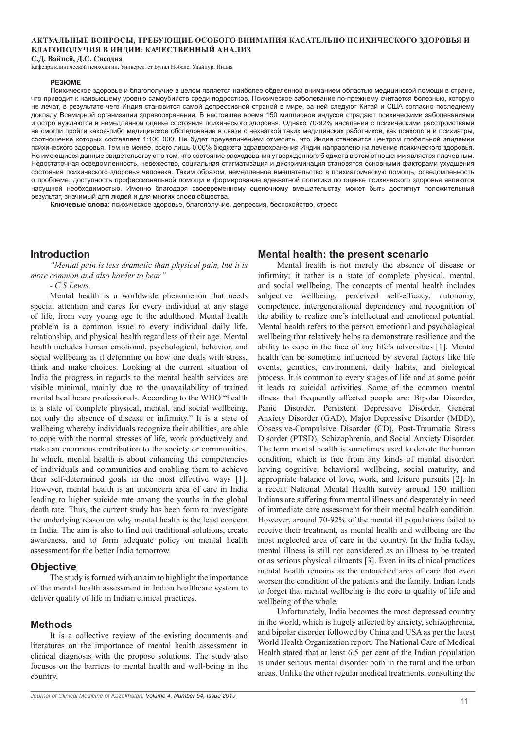**АКТУАЛЬНЫЕ ВОПРОСЫ, ТРЕБУЮЩИЕ ОСОБОГО ВНИМАНИЯ КАСАТЕЛЬНО ПСИХИЧЕСКОГО ЗДОРОВЬЯ И БЛАГОПОЛУЧИЯ В ИНДИИ: КАЧЕСТВЕННЫЙ АНАЛИЗ**

**С.Д. Вайпей, Д.С. Сисодиа**

Кафедра клинической психологии, Университет Бупал Нобелс, Удайпур, Индия

**РЕЗЮМЕ**

Психическое здоровье и благополучие в целом является наиболее обделенной вниманием областью медицинской помощи в стране, что приводит к наивысшему уровню самоубийств среди подростков. Психическое заболевание по-прежнему считается болезнью, которую не лечат, в результате чего Индия становится самой депрессивной страной в мире, за ней следуют Китай и США согласно последнему докладу Всемирной организации здравоохранения. В настоящее время 150 миллионов индусов страдают психическими заболеваниями и остро нуждаются в немедленной оценке состояния психического здоровья. Однако 70-92% населения с психическими расстройствами не смогли пройти какое-либо медицинское обследование в связи с нехваткой таких медицинских работников, как психологи и психиатры, соотношение которых составляет 1:100 000. Не будет преувеличением отметить, что Индия становится центром глобальной эпидемии психического здоровья. Тем не менее, всего лишь 0,06% бюджета здравоохранения Индии направлено на лечение психического здоровья. Но имеющиеся данные свидетельствуют о том, что состояние расходования утвержденного бюджета в этом отношении является плачевным. Недостаточная осведомленность, невежество, социальная стигматизация и дискриминация становятся основными факторами ухудшения состояния психического здоровья человека. Таким образом, немедленное вмешательство в психиатрическую помощь, осведомленность о проблеме, доступность профессиональной помощи и формирование адекватной политики по оценке психического здоровья являются насущной необходимостью. Именно благодаря своевременному оценочному вмешательству может быть достигнут положительный результат, значимый для людей и для многих слоев общества.

**Ключевые слова:** психическое здоровье, благополучие, депрессия, беспокойство, стресс

## Introduction

*"Mental pain is less dramatic than physical pain, but it is more common and also harder to bear"*

*- C.S Lewis.*

Mental health is a worldwide phenomenon that needs special attention and cares for every individual at any stage of life, from very young age to the adulthood. Mental health problem is a common issue to every individual daily life, relationship, and physical health regardless of their age. Mental health includes human emotional, psychological, behavior, and social wellbeing as it determine on how one deals with stress, think and make choices. Looking at the current situation of India the progress in regards to the mental health services are visible minimal, mainly due to the unavailability of trained mental healthcare professionals. According to the WHO "health is a state of complete physical, mental, and social wellbeing, not only the absence of disease or infirmity." It is a state of wellbeing whereby individuals recognize their abilities, are able to cope with the normal stresses of life, work productively and make an enormous contribution to the society or communities. In which, mental health is about enhancing the competencies of individuals and communities and enabling them to achieve their self-determined goals in the most effective ways [1]. However, mental health is an unconcern area of care in India leading to higher suicide rate among the youths in the global death rate. Thus, the current study has been form to investigate the underlying reason on why mental health is the least concern in India. The aim is also to find out traditional solutions, create awareness, and to form adequate policy on mental health assessment for the better India tomorrow.

## Objective

The study is formed with an aim to highlight the importance of the mental health assessment in Indian healthcare system to deliver quality of life in Indian clinical practices.

## Methods

It is a collective review of the existing documents and literatures on the importance of mental health assessment in clinical diagnosis with the propose solutions. The study also focuses on the barriers to mental health and well-being in the country.

## Mental health: the present scenario

Mental health is not merely the absence of disease or infirmity; it rather is a state of complete physical, mental, and social wellbeing. The concepts of mental health includes subjective wellbeing, perceived self-efficacy, autonomy, competence, intergenerational dependency and recognition of the ability to realize one's intellectual and emotional potential. Mental health refers to the person emotional and psychological wellbeing that relatively helps to demonstrate resilience and the ability to cope in the face of any life's adversities [1]. Mental health can be sometime influenced by several factors like life events, genetics, environment, daily habits, and biological process. It is common to every stages of life and at some point it leads to suicidal activities. Some of the common mental illness that frequently affected people are: Bipolar Disorder, Panic Disorder, Persistent Depressive Disorder, General Anxiety Disorder (GAD), Major Depressive Disorder (MDD), Obsessive-Compulsive Disorder (CD), Post-Traumatic Stress Disorder (PTSD), Schizophrenia, and Social Anxiety Disorder. The term mental health is sometimes used to denote the human condition, which is free from any kinds of mental disorder; having cognitive, behavioral wellbeing, social maturity, and appropriate balance of love, work, and leisure pursuits [2]. In a recent National Mental Health survey around 150 million Indians are suffering from mental illness and desperately in need of immediate care assessment for their mental health condition. However, around 70-92% of the mental ill populations failed to receive their treatment, as mental health and wellbeing are the most neglected area of care in the country. In the India today, mental illness is still not considered as an illness to be treated or as serious physical ailments [3]. Even in its clinical practices mental health remains as the untouched area of care that even worsen the condition of the patients and the family. Indian tends to forget that mental wellbeing is the core to quality of life and wellbeing of the whole.

Unfortunately, India becomes the most depressed country in the world, which is hugely affected by anxiety, schizophrenia, and bipolar disorder followed by China and USA as per the latest World Health Organization report. The National Care of Medical Health stated that at least 6.5 per cent of the Indian population is under serious mental disorder both in the rural and the urban areas. Unlike the other regular medical treatments, consulting the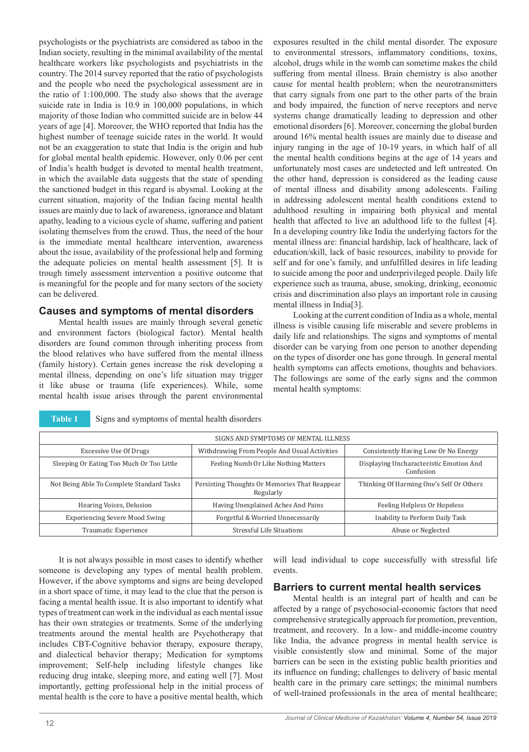psychologists or the psychiatrists are considered as taboo in the Indian society, resulting in the minimal availability of the mental healthcare workers like psychologists and psychiatrists in the country. The 2014 survey reported that the ratio of psychologists and the people who need the psychological assessment are in the ratio of 1:100,000. The study also shows that the average suicide rate in India is 10.9 in 100,000 populations, in which majority of those Indian who committed suicide are in below 44 years of age [4]. Moreover, the WHO reported that India has the highest number of teenage suicide rates in the world. It would not be an exaggeration to state that India is the origin and hub for global mental health epidemic. However, only 0.06 per cent of India's health budget is devoted to mental health treatment, in which the available data suggests that the state of spending the sanctioned budget in this regard is abysmal. Looking at the current situation, majority of the Indian facing mental health issues are mainly due to lack of awareness, ignorance and blatant apathy, leading to a vicious cycle of shame, suffering and patient isolating themselves from the crowd. Thus, the need of the hour is the immediate mental healthcare intervention, awareness about the issue, availability of the professional help and forming the adequate policies on mental health assessment [5]. It is trough timely assessment intervention a positive outcome that is meaningful for the people and for many sectors of the society can be delivered.

## Causes and symptoms of mental disorders

Mental health issues are mainly through several genetic and environment factors (biological factor). Mental health disorders are found common through inheriting process from the blood relatives who have suffered from the mental illness (family history). Certain genes increase the risk developing a mental illness, depending on one's life situation may trigger it like abuse or trauma (life experiences). While, some mental health issue arises through the parent environmental exposures resulted in the child mental disorder. The exposure to environmental stressors, inflammatory conditions, toxins, alcohol, drugs while in the womb can sometime makes the child suffering from mental illness. Brain chemistry is also another cause for mental health problem; when the neurotransmitters that carry signals from one part to the other parts of the brain and body impaired, the function of nerve receptors and nerve systems change dramatically leading to depression and other emotional disorders [6]. Moreover, concerning the global burden around 16% mental health issues are mainly due to disease and injury ranging in the age of 10-19 years, in which half of all the mental health conditions begins at the age of 14 years and unfortunately most cases are undetected and left untreated. On the other hand, depression is considered as the leading cause of mental illness and disability among adolescents. Failing in addressing adolescent mental health conditions extend to adulthood resulting in impairing both physical and mental health that affected to live an adulthood life to the fullest [4]. In a developing country like India the underlying factors for the mental illness are: financial hardship, lack of healthcare, lack of education/skill, lack of basic resources, inability to provide for self and for one's family, and unfulfilled desires in life leading to suicide among the poor and underprivileged people. Daily life experience such as trauma, abuse, smoking, drinking, economic crisis and discrimination also plays an important role in causing mental illness in India[3].

Looking at the current condition of India as a whole, mental illness is visible causing life miserable and severe problems in daily life and relationships. The signs and symptoms of mental disorder can be varying from one person to another depending on the types of disorder one has gone through. In general mental health symptoms can affects emotions, thoughts and behaviors. The followings are some of the early signs and the common mental health symptoms:

**Table 1** Signs and symptoms of mental health disorders

| SIGNS AND SYMPTOMS OF MENTAL ILLNESS | | |
|---|---|---|
| Excessive Use Of Drugs | Withdrawing From People And Usual Activities | Consistently Having Low Or No Energy |
| Sleeping Or Eating Too Much Or Too Little | Feeling Numb Or Like Nothing Matters | Displaying Uncharacteristic Emotion And Confusion |
| Not Being Able To Complete Standard Tasks | Persisting Thoughts Or Memories That Reappear Regularly | Thinking Of Harming One's Self Or Others |
| Hearing Voices, Delusion | Having Unexplained Aches And Pains | Feeling Helpless Or Hopeless |
| Experiencing Severe Mood Swing | Forgetful & Worried Unnecessarily | Inability to Perform Daily Task |
| Traumatic Experience | Stressful Life Situations | Abuse or Neglected |

It is not always possible in most cases to identify whether someone is developing any types of mental health problem. However, if the above symptoms and signs are being developed in a short space of time, it may lead to the clue that the person is facing a mental health issue. It is also important to identify what types of treatment can work in the individual as each mental issue has their own strategies or treatments. Some of the underlying treatments around the mental health are Psychotherapy that includes CBT-Cognitive behavior therapy, exposure therapy, and dialectical behavior therapy; Medication for symptoms improvement; Self-help including lifestyle changes like reducing drug intake, sleeping more, and eating well [7]. Most importantly, getting professional help in the initial process of mental health is the core to have a positive mental health, which will lead individual to cope successfully with stressful life events.

## Barriers to current mental health services

Mental health is an integral part of health and can be affected by a range of psychosocial-economic factors that need comprehensive strategically approach for promotion, prevention, treatment, and recovery. In a low- and middle-income country like India, the advance progress in mental health service is visible consistently slow and minimal. Some of the major barriers can be seen in the existing public health priorities and its influence on funding; challenges to delivery of basic mental health care in the primary care settings; the minimal numbers of well-trained professionals in the area of mental healthcare;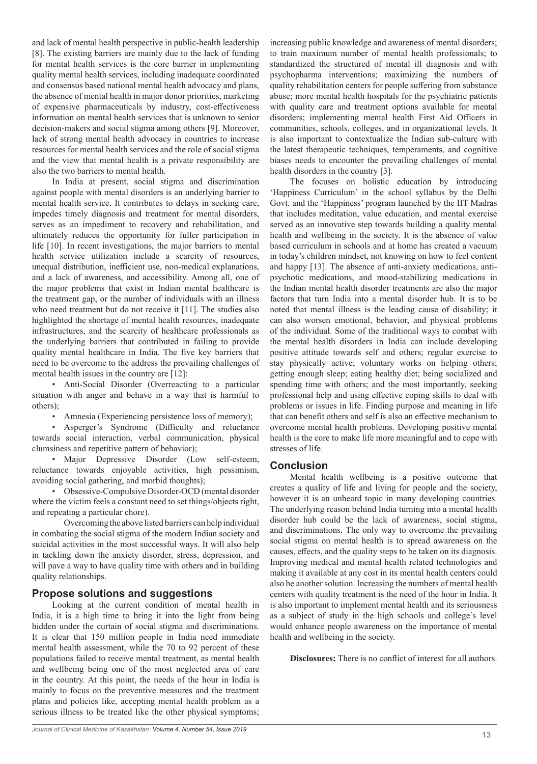and lack of mental health perspective in public-health leadership [8]. The existing barriers are mainly due to the lack of funding for mental health services is the core barrier in implementing quality mental health services, including inadequate coordinated and consensus based national mental health advocacy and plans, the absence of mental health in major donor priorities, marketing of expensive pharmaceuticals by industry, cost-effectiveness information on mental health services that is unknown to senior decision-makers and social stigma among others [9]. Moreover, lack of strong mental health advocacy in countries to increase resources for mental health services and the role of social stigma and the view that mental health is a private responsibility are also the two barriers to mental health.

In India at present, social stigma and discrimination against people with mental disorders is an underlying barrier to mental health service. It contributes to delays in seeking care, impedes timely diagnosis and treatment for mental disorders, serves as an impediment to recovery and rehabilitation, and ultimately reduces the opportunity for fuller participation in life [10]. In recent investigations, the major barriers to mental health service utilization include a scarcity of resources, unequal distribution, inefficient use, non-medical explanations, and a lack of awareness, and accessibility. Among all, one of the major problems that exist in Indian mental healthcare is the treatment gap, or the number of individuals with an illness who need treatment but do not receive it [11]. The studies also highlighted the shortage of mental health resources, inadequate infrastructures, and the scarcity of healthcare professionals as the underlying barriers that contributed in failing to provide quality mental healthcare in India. The five key barriers that need to be overcome to the address the prevailing challenges of mental health issues in the country are [12]:

- Anti-Social Disorder (Overreacting to a particular situation with anger and behave in a way that is harmful to others);
- Amnesia (Experiencing persistence loss of memory);
- Asperger's Syndrome (Difficulty and reluctance towards social interaction, verbal communication, physical clumsiness and repetitive pattern of behavior);
- Major Depressive Disorder (Low self-esteem, reluctance towards enjoyable activities, high pessimism, avoiding social gathering, and morbid thoughts);
- Obsessive-Compulsive Disorder-OCD (mental disorder where the victim feels a constant need to set things/objects right, and repeating a particular chore).

Overcoming the above listed barriers can help individual in combating the social stigma of the modern Indian society and suicidal activities in the most successful ways. It will also help in tackling down the anxiety disorder, stress, depression, and will pave a way to have quality time with others and in building quality relationships.

## Propose solutions and suggestions

Looking at the current condition of mental health in India, it is a high time to bring it into the light from being hidden under the curtain of social stigma and discriminations. It is clear that 150 million people in India need immediate mental health assessment, while the 70 to 92 percent of these populations failed to receive mental treatment, as mental health and wellbeing being one of the most neglected area of care in the country. At this point, the needs of the hour in India is mainly to focus on the preventive measures and the treatment plans and policies like, accepting mental health problem as a serious illness to be treated like the other physical symptoms; increasing public knowledge and awareness of mental disorders; to train maximum number of mental health professionals; to standardized the structured of mental ill diagnosis and with psychopharma interventions; maximizing the numbers of quality rehabilitation centers for people suffering from substance abuse; more mental health hospitals for the psychiatric patients with quality care and treatment options available for mental disorders; implementing mental health First Aid Officers in communities, schools, colleges, and in organizational levels. It is also important to contextualize the Indian sub-culture with the latest therapeutic techniques, temperaments, and cognitive biases needs to encounter the prevailing challenges of mental health disorders in the country [3].

The focuses on holistic education by introducing 'Happiness Curriculum' in the school syllabus by the Delhi Govt. and the 'Happiness' program launched by the IIT Madras that includes meditation, value education, and mental exercise served as an innovative step towards building a quality mental health and wellbeing in the society. It is the absence of value based curriculum in schools and at home has created a vacuum in today's children mindset, not knowing on how to feel content and happy [13]. The absence of anti-anxiety medications, anti-psychotic medications, and mood-stabilizing medications in the Indian mental health disorder treatments are also the major factors that turn India into a mental disorder hub. It is to be noted that mental illness is the leading cause of disability; it can also worsen emotional, behavior, and physical problems of the individual. Some of the traditional ways to combat with the mental health disorders in India can include developing positive attitude towards self and others; regular exercise to stay physically active; voluntary works on helping others; getting enough sleep; eating healthy diet; being socialized and spending time with others; and the most importantly, seeking professional help and using effective coping skills to deal with problems or issues in life. Finding purpose and meaning in life that can benefit others and self is also an effective mechanism to overcome mental health problems. Developing positive mental health is the core to make life more meaningful and to cope with stresses of life.

## Conclusion

Mental health wellbeing is a positive outcome that creates a quality of life and living for people and the society, however it is an unheard topic in many developing countries. The underlying reason behind India turning into a mental health disorder hub could be the lack of awareness, social stigma, and discriminations. The only way to overcome the prevailing social stigma on mental health is to spread awareness on the causes, effects, and the quality steps to be taken on its diagnosis. Improving medical and mental health related technologies and making it available at any cost in its mental health centers could also be another solution. Increasing the numbers of mental health centers with quality treatment is the need of the hour in India. It is also important to implement mental health and its seriousness as a subject of study in the high schools and college's level would enhance people awareness on the importance of mental health and wellbeing in the society.

**Disclosures:** There is no conflict of interest for all authors.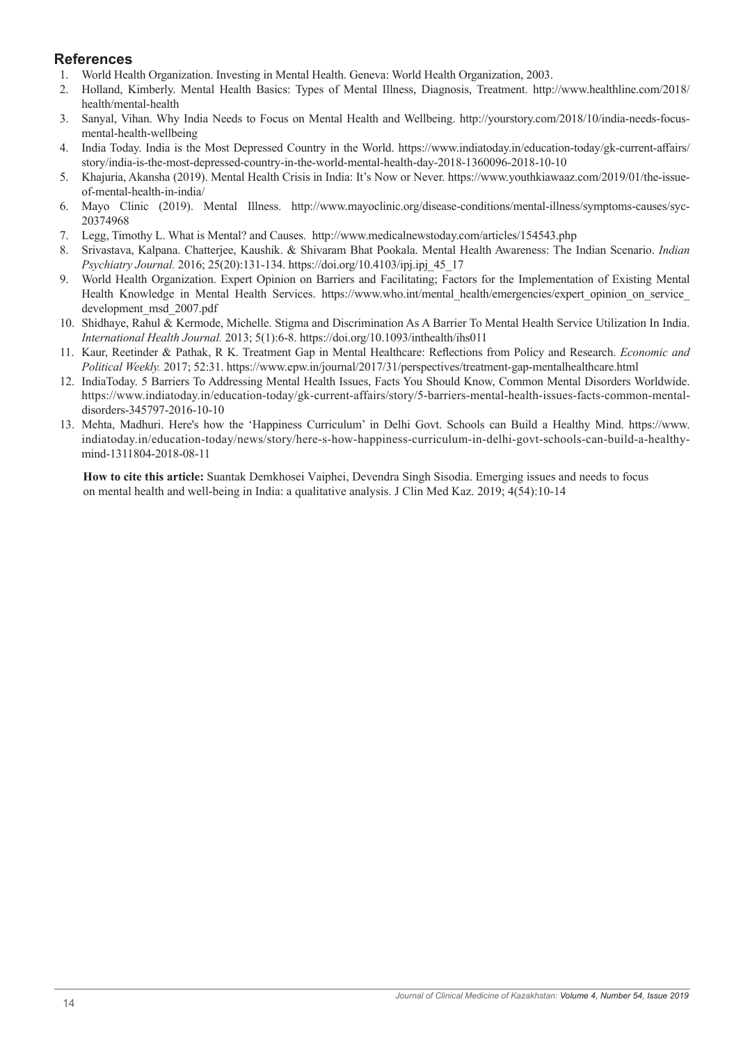## References

1. World Health Organization. Investing in Mental Health. Geneva: World Health Organization, 2003.
2. Holland, Kimberly. Mental Health Basics: Types of Mental Illness, Diagnosis, Treatment. http://www.healthline.com/2018/health/mental-health
3. Sanyal, Vihan. Why India Needs to Focus on Mental Health and Wellbeing. http://yourstory.com/2018/10/india-needs-focus-mental-health-wellbeing
4. India Today. India is the Most Depressed Country in the World. https://www.indiatoday.in/education-today/gk-current-affairs/story/india-is-the-most-depressed-country-in-the-world-mental-health-day-2018-1360096-2018-10-10
5. Khajuria, Akansha (2019). Mental Health Crisis in India: It's Now or Never. https://www.youthkiawaaz.com/2019/01/the-issue-of-mental-health-in-india/
6. Mayo Clinic (2019). Mental Illness. http://www.mayoclinic.org/disease-conditions/mental-illness/symptoms-causes/syc-20374968
7. Legg, Timothy L. What is Mental? and Causes. http://www.medicalnewstoday.com/articles/154543.php
8. Srivastava, Kalpana. Chatterjee, Kaushik. & Shivaram Bhat Pookala. Mental Health Awareness: The Indian Scenario. *Indian Psychiatry Journal.* 2016; 25(20):131-134. https://doi.org/10.4103/ipj.ipj_45_17
9. World Health Organization. Expert Opinion on Barriers and Facilitating; Factors for the Implementation of Existing Mental Health Knowledge in Mental Health Services. https://www.who.int/mental_health/emergencies/expert_opinion_on_service_development_msd_2007.pdf
10. Shidhaye, Rahul & Kermode, Michelle. Stigma and Discrimination As A Barrier To Mental Health Service Utilization In India. *International Health Journal.* 2013; 5(1):6-8. https://doi.org/10.1093/inthealth/ihs011
11. Kaur, Reetinder & Pathak, R K. Treatment Gap in Mental Healthcare: Reflections from Policy and Research. *Economic and Political Weekly.* 2017; 52:31. https://www.epw.in/journal/2017/31/perspectives/treatment-gap-mentalhealthcare.html
12. IndiaToday. 5 Barriers To Addressing Mental Health Issues, Facts You Should Know, Common Mental Disorders Worldwide. https://www.indiatoday.in/education-today/gk-current-affairs/story/5-barriers-mental-health-issues-facts-common-mental-disorders-345797-2016-10-10
13. Mehta, Madhuri. Here's how the 'Happiness Curriculum' in Delhi Govt. Schools can Build a Healthy Mind. https://www.indiatoday.in/education-today/news/story/here-s-how-happiness-curriculum-in-delhi-govt-schools-can-build-a-healthy-mind-1311804-2018-08-11

**How to cite this article:** Suantak Demkhosei Vaiphei, Devendra Singh Sisodia. Emerging issues and needs to focus on mental health and well-being in India: a qualitative analysis. J Clin Med Kaz. 2019; 4(54):10-14